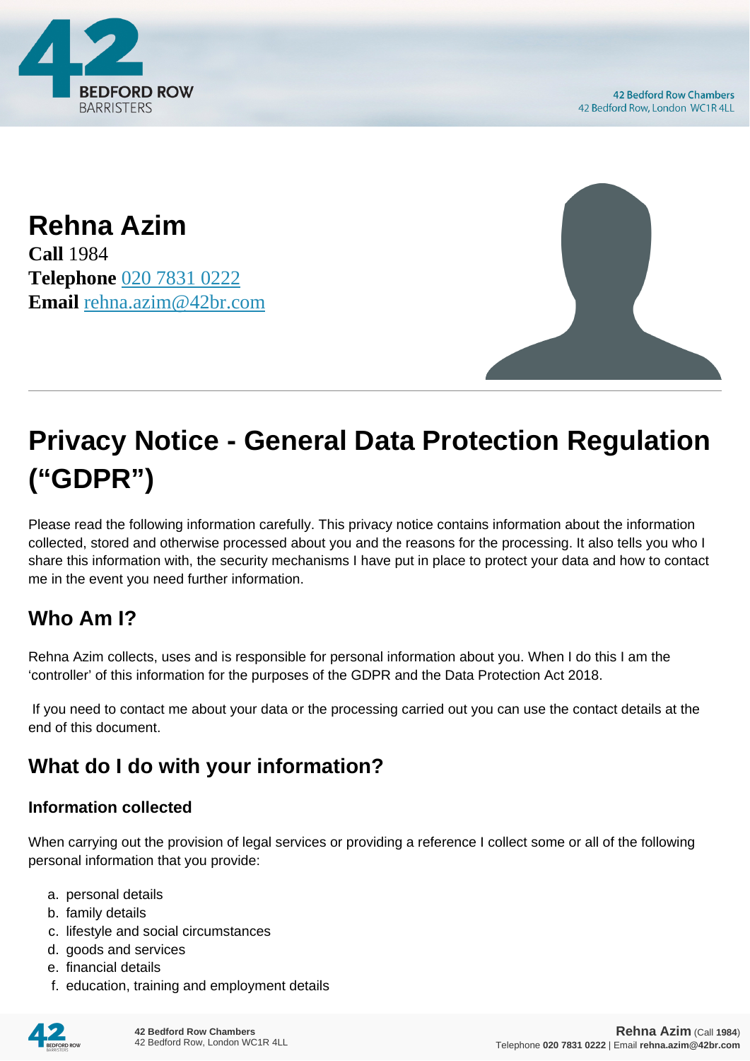# Rehna Azim

**Call** 1984
**Telephone** 020 7831 0222
**Email** rehna.azim@42br.com

# Privacy Notice - General Data Protection Regulation ("GDPR")

Please read the following information carefully. This privacy notice contains information about the information collected, stored and otherwise processed about you and the reasons for the processing. It also tells you who I share this information with, the security mechanisms I have put in place to protect your data and how to contact me in the event you need further information.

## Who Am I?

Rehna Azim collects, uses and is responsible for personal information about you. When I do this I am the 'controller' of this information for the purposes of the GDPR and the Data Protection Act 2018.

If you need to contact me about your data or the processing carried out you can use the contact details at the end of this document.

## What do I do with your information?

### Information collected

When carrying out the provision of legal services or providing a reference I collect some or all of the following personal information that you provide:

a. personal details
b. family details
c. lifestyle and social circumstances
d. goods and services
e. financial details
f. education, training and employment details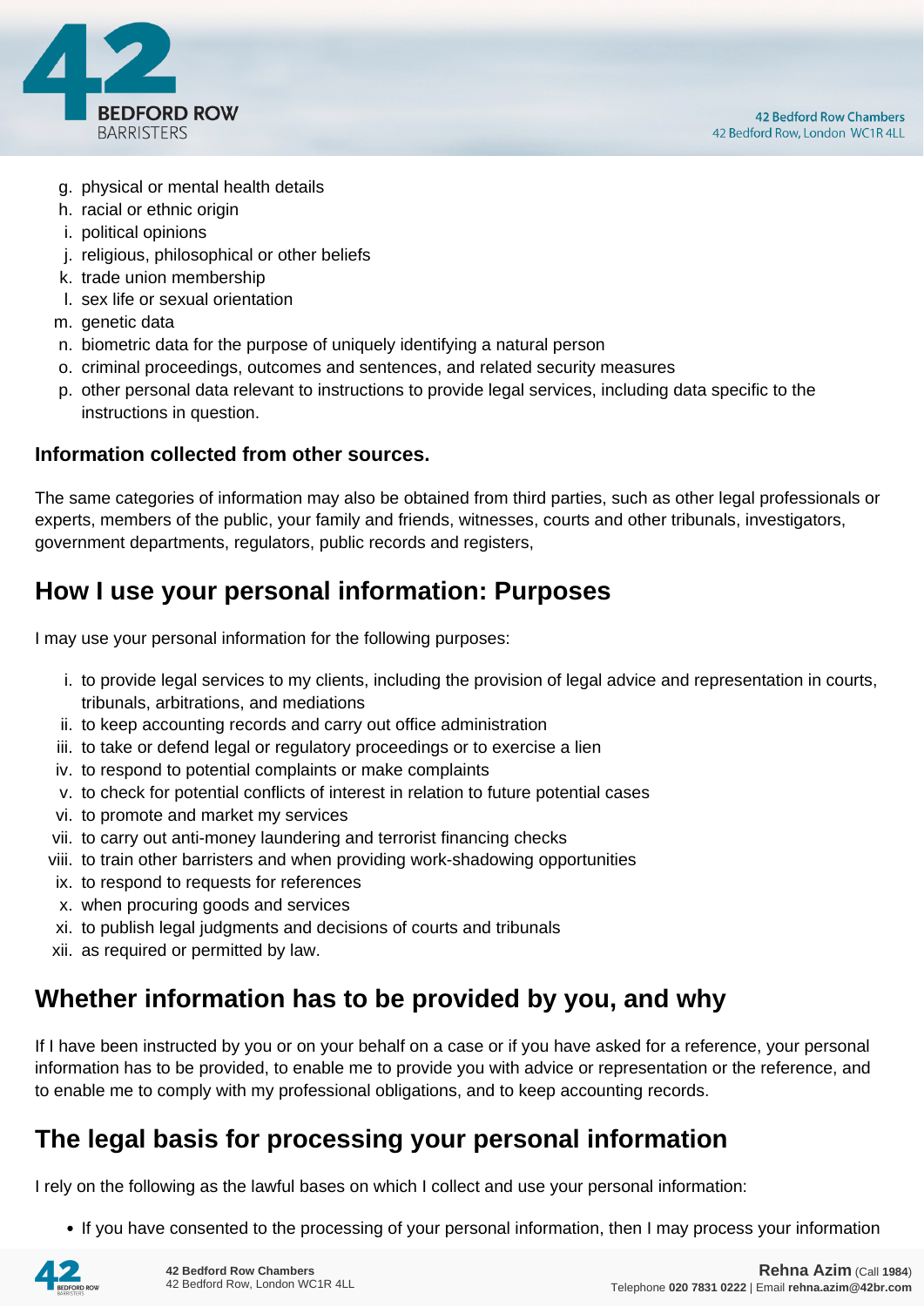g. physical or mental health details
h. racial or ethnic origin
i. political opinions
j. religious, philosophical or other beliefs
k. trade union membership
l. sex life or sexual orientation
m. genetic data
n. biometric data for the purpose of uniquely identifying a natural person
o. criminal proceedings, outcomes and sentences, and related security measures
p. other personal data relevant to instructions to provide legal services, including data specific to the instructions in question.

**Information collected from other sources.**

The same categories of information may also be obtained from third parties, such as other legal professionals or experts, members of the public, your family and friends, witnesses, courts and other tribunals, investigators, government departments, regulators, public records and registers,

## How I use your personal information: Purposes

I may use your personal information for the following purposes:

i. to provide legal services to my clients, including the provision of legal advice and representation in courts, tribunals, arbitrations, and mediations
ii. to keep accounting records and carry out office administration
iii. to take or defend legal or regulatory proceedings or to exercise a lien
iv. to respond to potential complaints or make complaints
v. to check for potential conflicts of interest in relation to future potential cases
vi. to promote and market my services
vii. to carry out anti-money laundering and terrorist financing checks
viii. to train other barristers and when providing work-shadowing opportunities
ix. to respond to requests for references
x. when procuring goods and services
xi. to publish legal judgments and decisions of courts and tribunals
xii. as required or permitted by law.

## Whether information has to be provided by you, and why

If I have been instructed by you or on your behalf on a case or if you have asked for a reference, your personal information has to be provided, to enable me to provide you with advice or representation or the reference, and to enable me to comply with my professional obligations, and to keep accounting records.

## The legal basis for processing your personal information

I rely on the following as the lawful bases on which I collect and use your personal information:

- If you have consented to the processing of your personal information, then I may process your information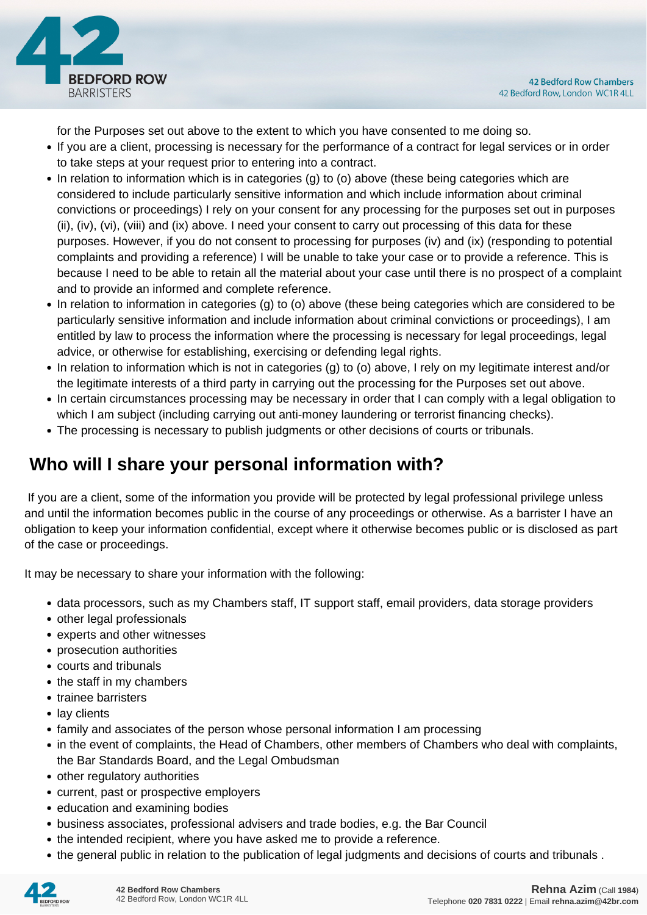for the Purposes set out above to the extent to which you have consented to me doing so.

- If you are a client, processing is necessary for the performance of a contract for legal services or in order to take steps at your request prior to entering into a contract.
- In relation to information which is in categories (g) to (o) above (these being categories which are considered to include particularly sensitive information and which include information about criminal convictions or proceedings) I rely on your consent for any processing for the purposes set out in purposes (ii), (iv), (vi), (viii) and (ix) above. I need your consent to carry out processing of this data for these purposes. However, if you do not consent to processing for purposes (iv) and (ix) (responding to potential complaints and providing a reference) I will be unable to take your case or to provide a reference. This is because I need to be able to retain all the material about your case until there is no prospect of a complaint and to provide an informed and complete reference.
- In relation to information in categories (g) to (o) above (these being categories which are considered to be particularly sensitive information and include information about criminal convictions or proceedings), I am entitled by law to process the information where the processing is necessary for legal proceedings, legal advice, or otherwise for establishing, exercising or defending legal rights.
- In relation to information which is not in categories (g) to (o) above, I rely on my legitimate interest and/or the legitimate interests of a third party in carrying out the processing for the Purposes set out above.
- In certain circumstances processing may be necessary in order that I can comply with a legal obligation to which I am subject (including carrying out anti-money laundering or terrorist financing checks).
- The processing is necessary to publish judgments or other decisions of courts or tribunals.

## Who will I share your personal information with?

If you are a client, some of the information you provide will be protected by legal professional privilege unless and until the information becomes public in the course of any proceedings or otherwise. As a barrister I have an obligation to keep your information confidential, except where it otherwise becomes public or is disclosed as part of the case or proceedings.

It may be necessary to share your information with the following:

- data processors, such as my Chambers staff, IT support staff, email providers, data storage providers
- other legal professionals
- experts and other witnesses
- prosecution authorities
- courts and tribunals
- the staff in my chambers
- trainee barristers
- lay clients
- family and associates of the person whose personal information I am processing
- in the event of complaints, the Head of Chambers, other members of Chambers who deal with complaints, the Bar Standards Board, and the Legal Ombudsman
- other regulatory authorities
- current, past or prospective employers
- education and examining bodies
- business associates, professional advisers and trade bodies, e.g. the Bar Council
- the intended recipient, where you have asked me to provide a reference.
- the general public in relation to the publication of legal judgments and decisions of courts and tribunals .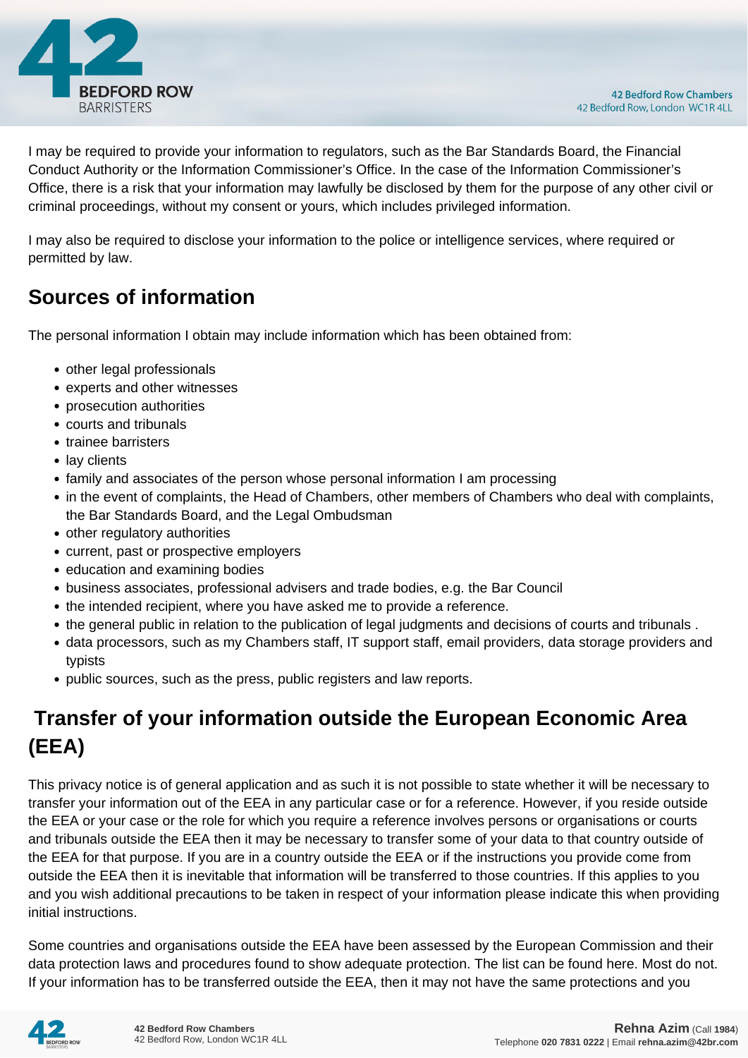I may be required to provide your information to regulators, such as the Bar Standards Board, the Financial Conduct Authority or the Information Commissioner's Office. In the case of the Information Commissioner's Office, there is a risk that your information may lawfully be disclosed by them for the purpose of any other civil or criminal proceedings, without my consent or yours, which includes privileged information.

I may also be required to disclose your information to the police or intelligence services, where required or permitted by law.

## Sources of information

The personal information I obtain may include information which has been obtained from:

- other legal professionals
- experts and other witnesses
- prosecution authorities
- courts and tribunals
- trainee barristers
- lay clients
- family and associates of the person whose personal information I am processing
- in the event of complaints, the Head of Chambers, other members of Chambers who deal with complaints, the Bar Standards Board, and the Legal Ombudsman
- other regulatory authorities
- current, past or prospective employers
- education and examining bodies
- business associates, professional advisers and trade bodies, e.g. the Bar Council
- the intended recipient, where you have asked me to provide a reference.
- the general public in relation to the publication of legal judgments and decisions of courts and tribunals .
- data processors, such as my Chambers staff, IT support staff, email providers, data storage providers and typists
- public sources, such as the press, public registers and law reports.

## Transfer of your information outside the European Economic Area (EEA)

This privacy notice is of general application and as such it is not possible to state whether it will be necessary to transfer your information out of the EEA in any particular case or for a reference. However, if you reside outside the EEA or your case or the role for which you require a reference involves persons or organisations or courts and tribunals outside the EEA then it may be necessary to transfer some of your data to that country outside of the EEA for that purpose. If you are in a country outside the EEA or if the instructions you provide come from outside the EEA then it is inevitable that information will be transferred to those countries. If this applies to you and you wish additional precautions to be taken in respect of your information please indicate this when providing initial instructions.

Some countries and organisations outside the EEA have been assessed by the European Commission and their data protection laws and procedures found to show adequate protection. The list can be found here. Most do not. If your information has to be transferred outside the EEA, then it may not have the same protections and you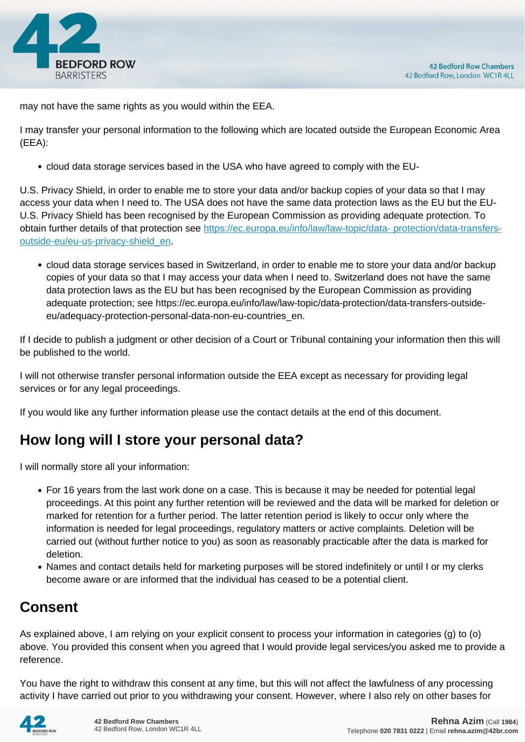may not have the same rights as you would within the EEA.

I may transfer your personal information to the following which are located outside the European Economic Area (EEA):

- cloud data storage services based in the USA who have agreed to comply with the EU-

U.S. Privacy Shield, in order to enable me to store your data and/or backup copies of your data so that I may access your data when I need to. The USA does not have the same data protection laws as the EU but the EU-U.S. Privacy Shield has been recognised by the European Commission as providing adequate protection. To obtain further details of that protection see [https://ec.europa.eu/info/law/law-topic/data- protection/data-transfers-outside-eu/eu-us-privacy-shield_en](https://ec.europa.eu/info/law/law-topic/data-protection/data-transfers-outside-eu/eu-us-privacy-shield_en).

- cloud data storage services based in Switzerland, in order to enable me to store your data and/or backup copies of your data so that I may access your data when I need to. Switzerland does not have the same data protection laws as the EU but has been recognised by the European Commission as providing adequate protection; see https://ec.europa.eu/info/law/law-topic/data-protection/data-transfers-outside-eu/adequacy-protection-personal-data-non-eu-countries_en.

If I decide to publish a judgment or other decision of a Court or Tribunal containing your information then this will be published to the world.

I will not otherwise transfer personal information outside the EEA except as necessary for providing legal services or for any legal proceedings.

If you would like any further information please use the contact details at the end of this document.

## How long will I store your personal data?

I will normally store all your information:

- For 16 years from the last work done on a case. This is because it may be needed for potential legal proceedings. At this point any further retention will be reviewed and the data will be marked for deletion or marked for retention for a further period. The latter retention period is likely to occur only where the information is needed for legal proceedings, regulatory matters or active complaints. Deletion will be carried out (without further notice to you) as soon as reasonably practicable after the data is marked for deletion.
- Names and contact details held for marketing purposes will be stored indefinitely or until I or my clerks become aware or are informed that the individual has ceased to be a potential client.

## Consent

As explained above, I am relying on your explicit consent to process your information in categories (g) to (o) above. You provided this consent when you agreed that I would provide legal services/you asked me to provide a reference.

You have the right to withdraw this consent at any time, but this will not affect the lawfulness of any processing activity I have carried out prior to you withdrawing your consent. However, where I also rely on other bases for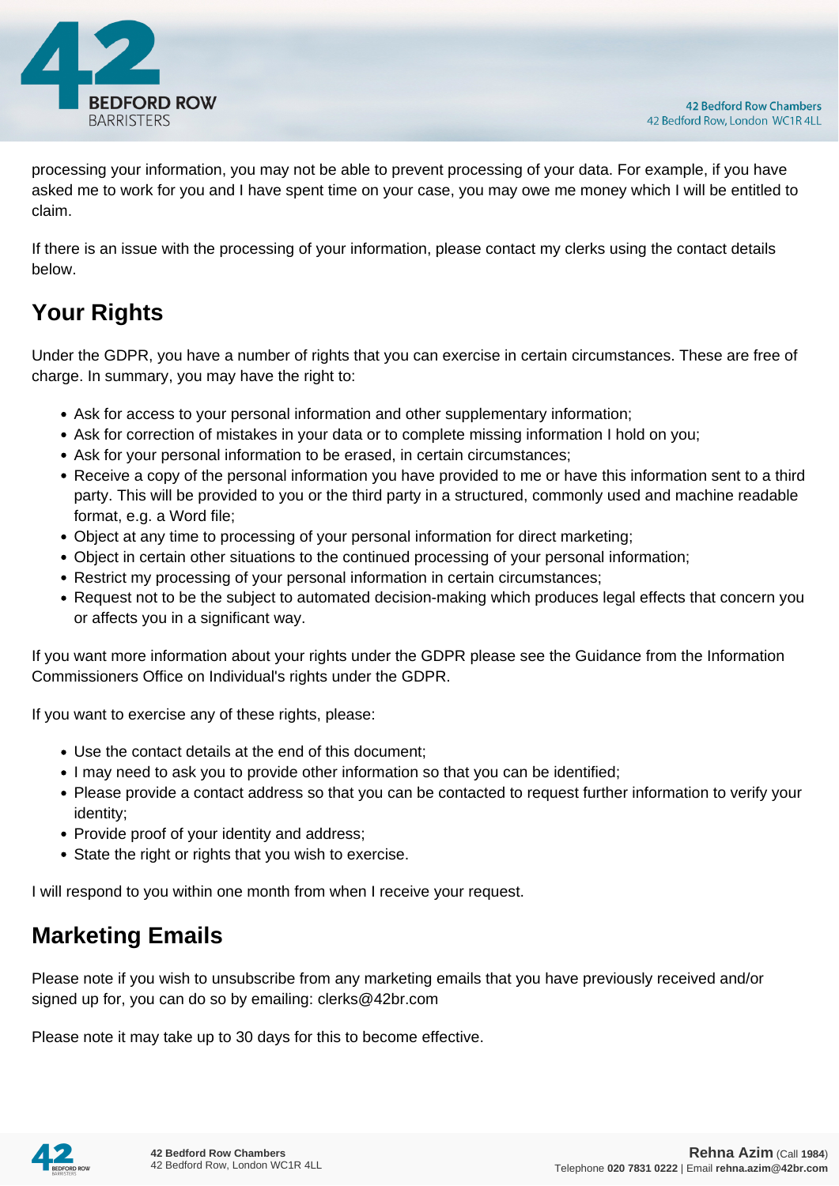processing your information, you may not be able to prevent processing of your data. For example, if you have asked me to work for you and I have spent time on your case, you may owe me money which I will be entitled to claim.

If there is an issue with the processing of your information, please contact my clerks using the contact details below.

## Your Rights

Under the GDPR, you have a number of rights that you can exercise in certain circumstances. These are free of charge. In summary, you may have the right to:

- Ask for access to your personal information and other supplementary information;
- Ask for correction of mistakes in your data or to complete missing information I hold on you;
- Ask for your personal information to be erased, in certain circumstances;
- Receive a copy of the personal information you have provided to me or have this information sent to a third party. This will be provided to you or the third party in a structured, commonly used and machine readable format, e.g. a Word file;
- Object at any time to processing of your personal information for direct marketing;
- Object in certain other situations to the continued processing of your personal information;
- Restrict my processing of your personal information in certain circumstances;
- Request not to be the subject to automated decision-making which produces legal effects that concern you or affects you in a significant way.

If you want more information about your rights under the GDPR please see the Guidance from the Information Commissioners Office on Individual's rights under the GDPR.

If you want to exercise any of these rights, please:

- Use the contact details at the end of this document;
- I may need to ask you to provide other information so that you can be identified;
- Please provide a contact address so that you can be contacted to request further information to verify your identity;
- Provide proof of your identity and address;
- State the right or rights that you wish to exercise.

I will respond to you within one month from when I receive your request.

## Marketing Emails

Please note if you wish to unsubscribe from any marketing emails that you have previously received and/or signed up for, you can do so by emailing: clerks@42br.com

Please note it may take up to 30 days for this to become effective.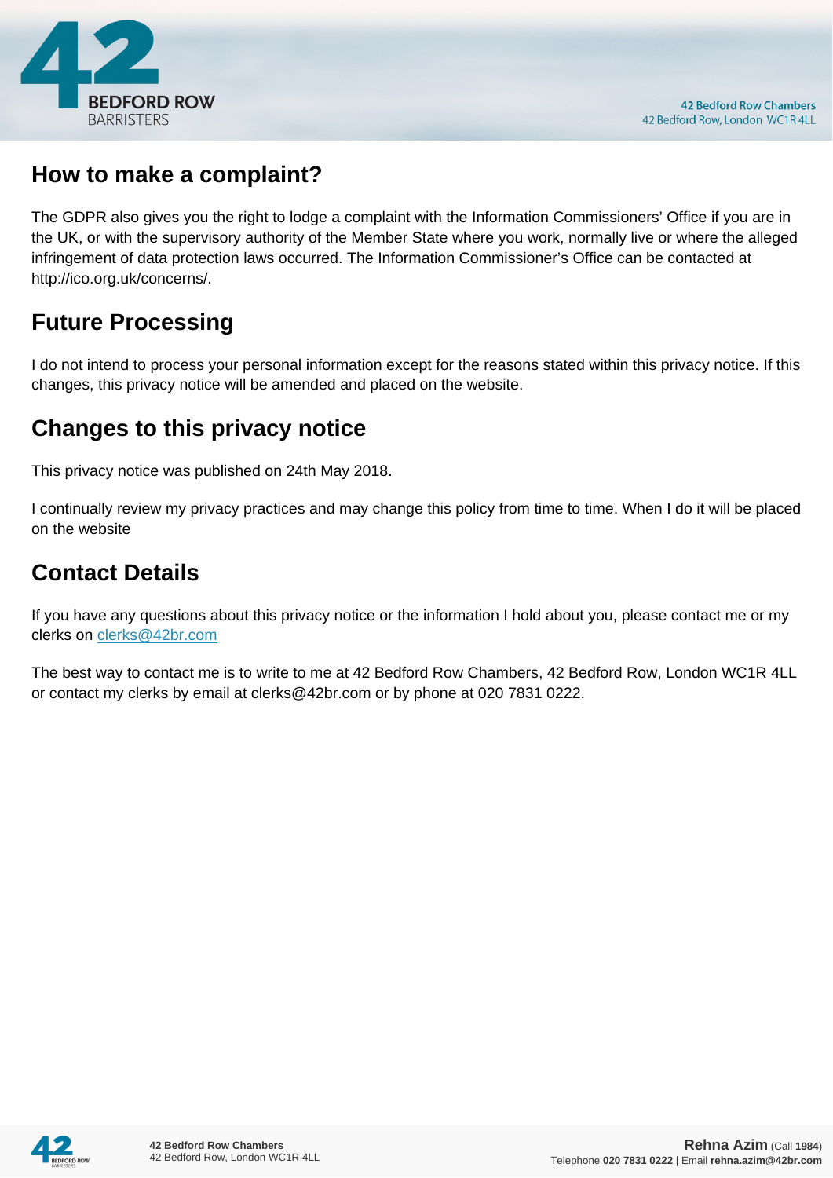## How to make a complaint?

The GDPR also gives you the right to lodge a complaint with the Information Commissioners' Office if you are in the UK, or with the supervisory authority of the Member State where you work, normally live or where the alleged infringement of data protection laws occurred. The Information Commissioner's Office can be contacted at http://ico.org.uk/concerns/.

## Future Processing

I do not intend to process your personal information except for the reasons stated within this privacy notice. If this changes, this privacy notice will be amended and placed on the website.

## Changes to this privacy notice

This privacy notice was published on 24th May 2018.

I continually review my privacy practices and may change this policy from time to time. When I do it will be placed on the website

## Contact Details

If you have any questions about this privacy notice or the information I hold about you, please contact me or my clerks on [clerks@42br.com](mailto:clerks@42br.com)

The best way to contact me is to write to me at 42 Bedford Row Chambers, 42 Bedford Row, London WC1R 4LL or contact my clerks by email at clerks@42br.com or by phone at 020 7831 0222.